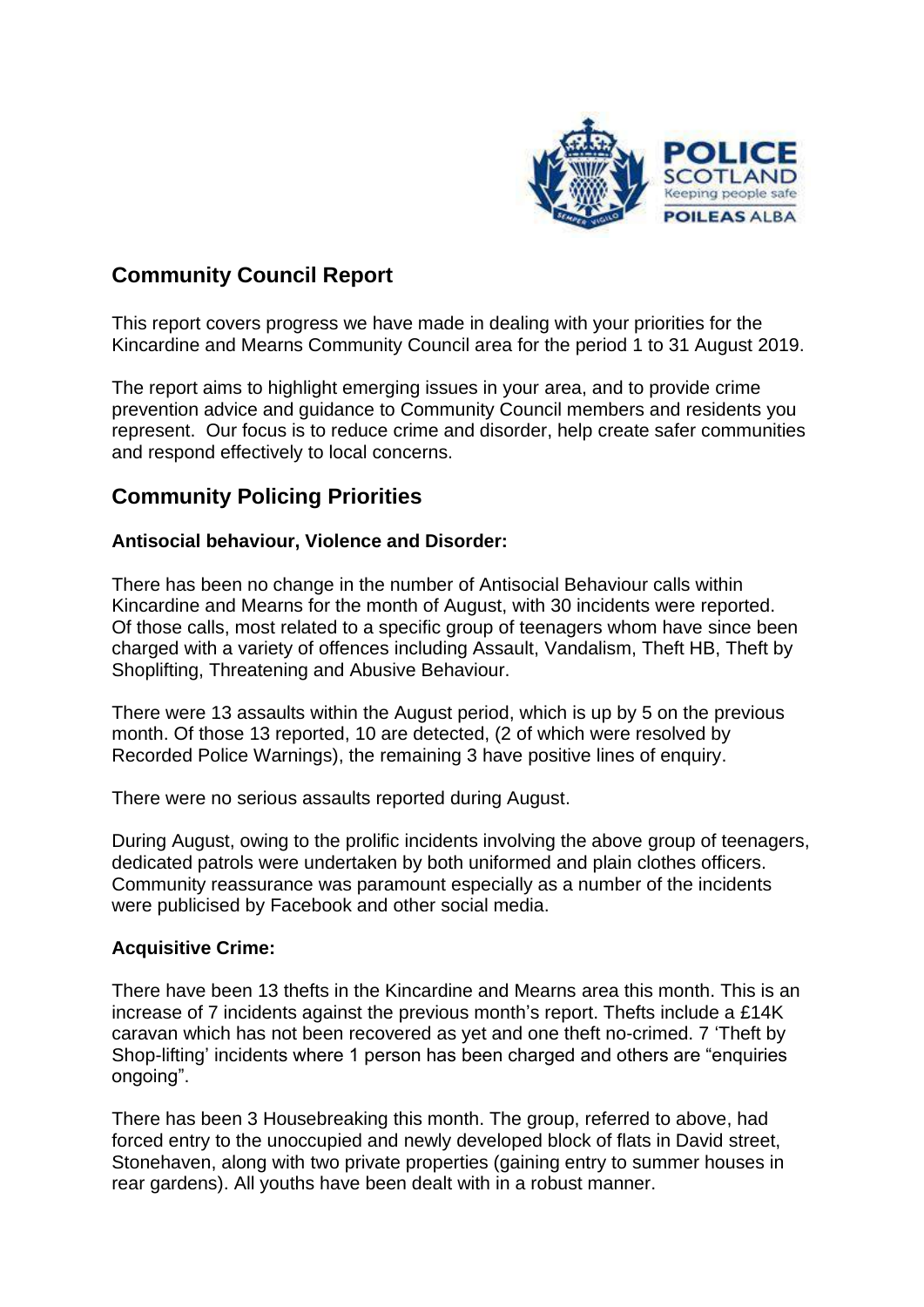## Community Council Report

This report covers progress we have made in dealing with your priorities for the Kincardine and Mearns Community Council area for the period 1 to 31 August 2019.

The report aims to highlight emerging issues in your area, and to provide crime prevention advice and guidance to Community Council members and residents you represent. Our focus is to reduce crime and disorder, help create safer communities and respond effectively to local concerns.

## Community Policing Priorities

### Antisocial behaviour, Violence and Disorder:

There has been no change in the number of Antisocial Behaviour calls within Kincardine and Mearns for the month of August, with 30 incidents were reported. Of those calls, most related to a specific group of teenagers whom have since been charged with a variety of offences including Assault, Vandalism, Theft HB, Theft by Shoplifting, Threatening and Abusive Behaviour.

There were 13 assaults within the August period, which is up by 5 on the previous month. Of those 13 reported, 10 are detected, (2 of which were resolved by Recorded Police Warnings), the remaining 3 have positive lines of enquiry.

There were no serious assaults reported during August.

During August, owing to the prolific incidents involving the above group of teenagers, dedicated patrols were undertaken by both uniformed and plain clothes officers. Community reassurance was paramount especially as a number of the incidents were publicised by Facebook and other social media.

### Acquisitive Crime:

There have been 13 thefts in the Kincardine and Mearns area this month. This is an increase of 7 incidents against the previous month's report. Thefts include a £14K caravan which has not been recovered as yet and one theft no-crimed. 7 'Theft by Shop-lifting' incidents where 1 person has been charged and others are "enquiries ongoing".

There has been 3 Housebreaking this month. The group, referred to above, had forced entry to the unoccupied and newly developed block of flats in David street, Stonehaven, along with two private properties (gaining entry to summer houses in rear gardens). All youths have been dealt with in a robust manner.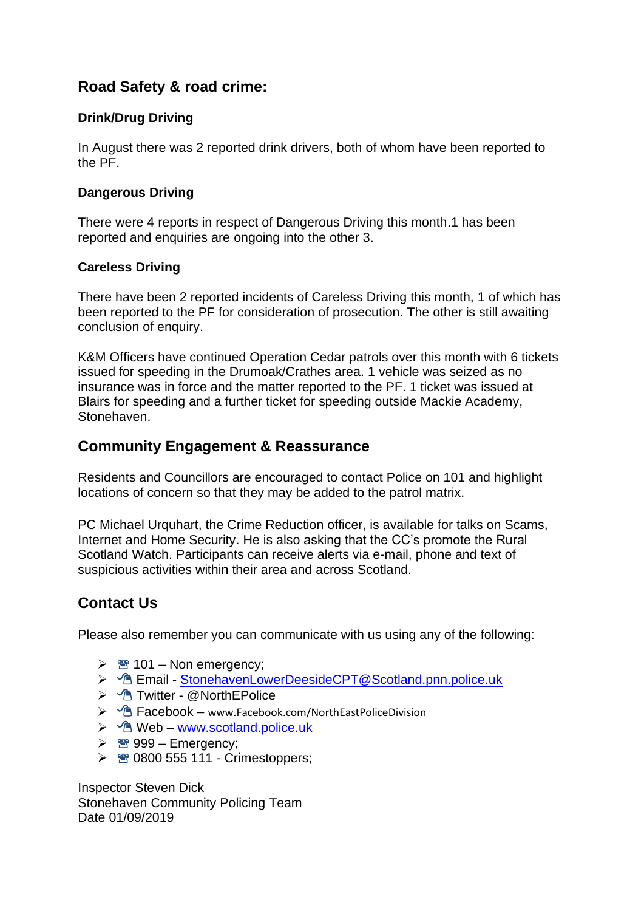## Road Safety & road crime:

### Drink/Drug Driving

In August there was 2 reported drink drivers, both of whom have been reported to the PF.

### Dangerous Driving

There were 4 reports in respect of Dangerous Driving this month.1 has been reported and enquiries are ongoing into the other 3.

### Careless Driving

There have been 2 reported incidents of Careless Driving this month, 1 of which has been reported to the PF for consideration of prosecution. The other is still awaiting conclusion of enquiry.

K&M Officers have continued Operation Cedar patrols over this month with 6 tickets issued for speeding in the Drumoak/Crathes area. 1 vehicle was seized as no insurance was in force and the matter reported to the PF. 1 ticket was issued at Blairs for speeding and a further ticket for speeding outside Mackie Academy, Stonehaven.

## Community Engagement & Reassurance

Residents and Councillors are encouraged to contact Police on 101 and highlight locations of concern so that they may be added to the patrol matrix.

PC Michael Urquhart, the Crime Reduction officer, is available for talks on Scams, Internet and Home Security. He is also asking that the CC's promote the Rural Scotland Watch. Participants can receive alerts via e-mail, phone and text of suspicious activities within their area and across Scotland.

## Contact Us

Please also remember you can communicate with us using any of the following:

- ☎ 101 – Non emergency;
- Email - StonehavenLowerDeesideCPT@Scotland.pnn.police.uk
- Twitter - @NorthEPolice
- Facebook – www.Facebook.com/NorthEastPoliceDivision
- Web – www.scotland.police.uk
- ☎ 999 – Emergency;
- ☎ 0800 555 111 - Crimestoppers;

Inspector Steven Dick
Stonehaven Community Policing Team
Date 01/09/2019